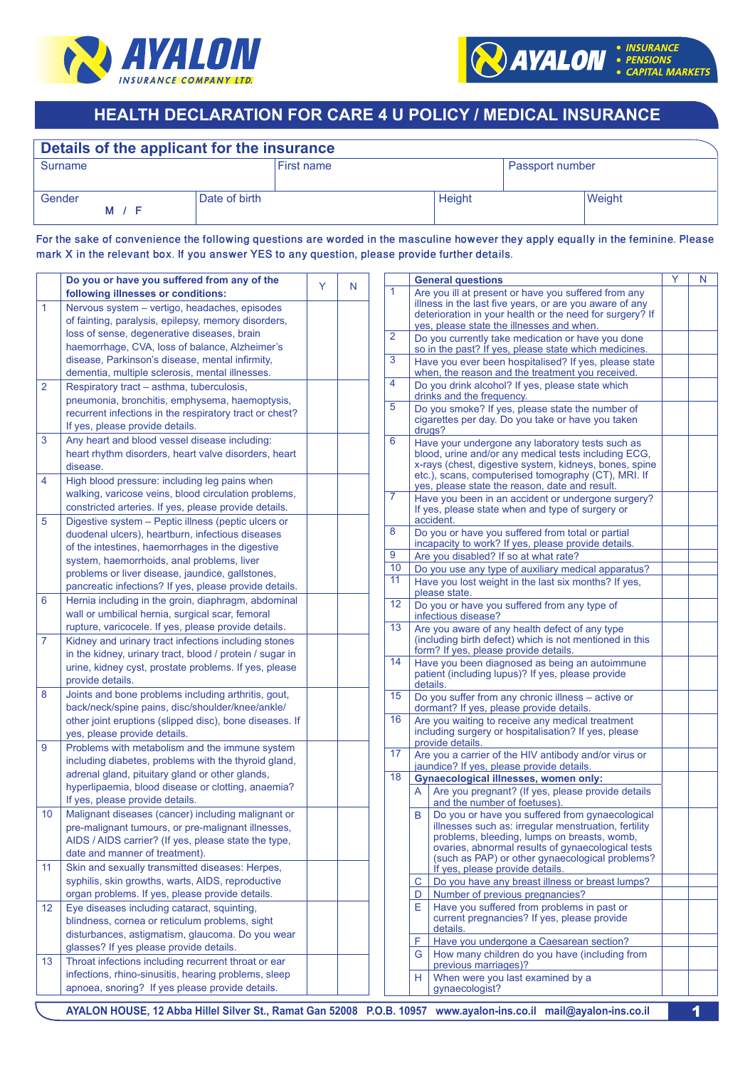AYALON INSURANCE COMPANY LTD.

AYALON • INSURANCE • PENSIONS • CAPITAL MARKETS

# HEALTH DECLARATION FOR CARE 4 U POLICY / MEDICAL INSURANCE

## Details of the applicant for the insurance

| Surname | First name | Passport number |
|---|---|---|
| | | |

| Gender M / F | Date of birth | Height | Weight |
|---|---|---|---|
| | | | |

For the sake of convenience the following questions are worded in the masculine however they apply equally in the feminine. Please mark X in the relevant box. If you answer YES to any question, please provide further details.

| | Do you or have you suffered from any of the following illnesses or conditions: | Y | N |
|---|---|---|---|
| 1 | Nervous system – vertigo, headaches, episodes of fainting, paralysis, epilepsy, memory disorders, loss of sense, degenerative diseases, brain haemorrhage, CVA, loss of balance, Alzheimer's disease, Parkinson's disease, mental infirmity, dementia, multiple sclerosis, mental illnesses. | | |
| 2 | Respiratory tract – asthma, tuberculosis, pneumonia, bronchitis, emphysema, haemoptysis, recurrent infections in the respiratory tract or chest? If yes, please provide details. | | |
| 3 | Any heart and blood vessel disease including: heart rhythm disorders, heart valve disorders, heart disease. | | |
| 4 | High blood pressure: including leg pains when walking, varicose veins, blood circulation problems, constricted arteries. If yes, please provide details. | | |
| 5 | Digestive system – Peptic illness (peptic ulcers or duodenal ulcers), heartburn, infectious diseases of the intestines, haemorrhages in the digestive system, haemorrhoids, anal problems, liver problems or liver disease, jaundice, gallstones, pancreatic infections? If yes, please provide details. | | |
| 6 | Hernia including in the groin, diaphragm, abdominal wall or umbilical hernia, surgical scar, femoral rupture, varicocele. If yes, please provide details. | | |
| 7 | Kidney and urinary tract infections including stones in the kidney, urinary tract, blood / protein / sugar in urine, kidney cyst, prostate problems. If yes, please provide details. | | |
| 8 | Joints and bone problems including arthritis, gout, back/neck/spine pains, disc/shoulder/knee/ankle/ other joint eruptions (slipped disc), bone diseases. If yes, please provide details. | | |
| 9 | Problems with metabolism and the immune system including diabetes, problems with the thyroid gland, adrenal gland, pituitary gland or other glands, hyperlipaemia, blood disease or clotting, anaemia? If yes, please provide details. | | |
| 10 | Malignant diseases (cancer) including malignant or pre-malignant tumours, or pre-malignant illnesses, AIDS / AIDS carrier? (If yes, please state the type, date and manner of treatment). | | |
| 11 | Skin and sexually transmitted diseases: Herpes, syphilis, skin growths, warts, AIDS, reproductive organ problems. If yes, please provide details. | | |
| 12 | Eye diseases including cataract, squinting, blindness, cornea or reticulum problems, sight disturbances, astigmatism, glaucoma. Do you wear glasses? If yes please provide details. | | |
| 13 | Throat infections including recurrent throat or ear infections, rhino-sinusitis, hearing problems, sleep apnoea, snoring? If yes please provide details. | | |

| | | General questions | Y | N |
|---|---|---|---|---|
| 1 | | Are you ill at present or have you suffered from any illness in the last five years, or are you aware of any deterioration in your health or the need for surgery? If yes, please state the illnesses and when. | | |
| 2 | | Do you currently take medication or have you done so in the past? If yes, please state which medicines. | | |
| 3 | | Have you ever been hospitalised? If yes, please state when, the reason and the treatment you received. | | |
| 4 | | Do you drink alcohol? If yes, please state which drinks and the frequency. | | |
| 5 | | Do you smoke? If yes, please state the number of cigarettes per day. Do you take or have you taken drugs? | | |
| 6 | | Have your undergone any laboratory tests such as blood, urine and/or any medical tests including ECG, x-rays (chest, digestive system, kidneys, bones, spine etc.), scans, computerised tomography (CT), MRI. If yes, please state the reason, date and result. | | |
| 7 | | Have you been in an accident or undergone surgery? If yes, please state when and type of surgery or accident. | | |
| 8 | | Do you or have you suffered from total or partial incapacity to work? If yes, please provide details. | | |
| 9 | | Are you disabled? If so at what rate? | | |
| 10 | | Do you use any type of auxiliary medical apparatus? | | |
| 11 | | Have you lost weight in the last six months? If yes, please state. | | |
| 12 | | Do you or have you suffered from any type of infectious disease? | | |
| 13 | | Are you aware of any health defect of any type (including birth defect) which is not mentioned in this form? If yes, please provide details. | | |
| 14 | | Have you been diagnosed as being an autoimmune patient (including lupus)? If yes, please provide details. | | |
| 15 | | Do you suffer from any chronic illness – active or dormant? If yes, please provide details. | | |
| 16 | | Are you waiting to receive any medical treatment including surgery or hospitalisation? If yes, please provide details. | | |
| 17 | | Are you a carrier of the HIV antibody and/or virus or jaundice? If yes, please provide details. | | |
| 18 | | **Gynaecological illnesses, women only:** | | |
| | A | Are you pregnant? (If yes, please provide details and the number of foetuses). | | |
| | B | Do you or have you suffered from gynaecological illnesses such as: irregular menstruation, fertility problems, bleeding, lumps on breasts, womb, ovaries, abnormal results of gynaecological tests (such as PAP) or other gynaecological problems? If yes, please provide details. | | |
| | C | Do you have any breast illness or breast lumps? | | |
| | D | Number of previous pregnancies? | | |
| | E | Have you suffered from problems in past or current pregnancies? If yes, please provide details. | | |
| | F | Have you undergone a Caesarean section? | | |
| | G | How many children do you have (including from previous marriages)? | | |
| | H | When were you last examined by a gynaecologist? | | |

AYALON HOUSE, 12 Abba Hillel Silver St., Ramat Gan 52008 P.O.B. 10957 www.ayalon-ins.co.il mail@ayalon-ins.co.il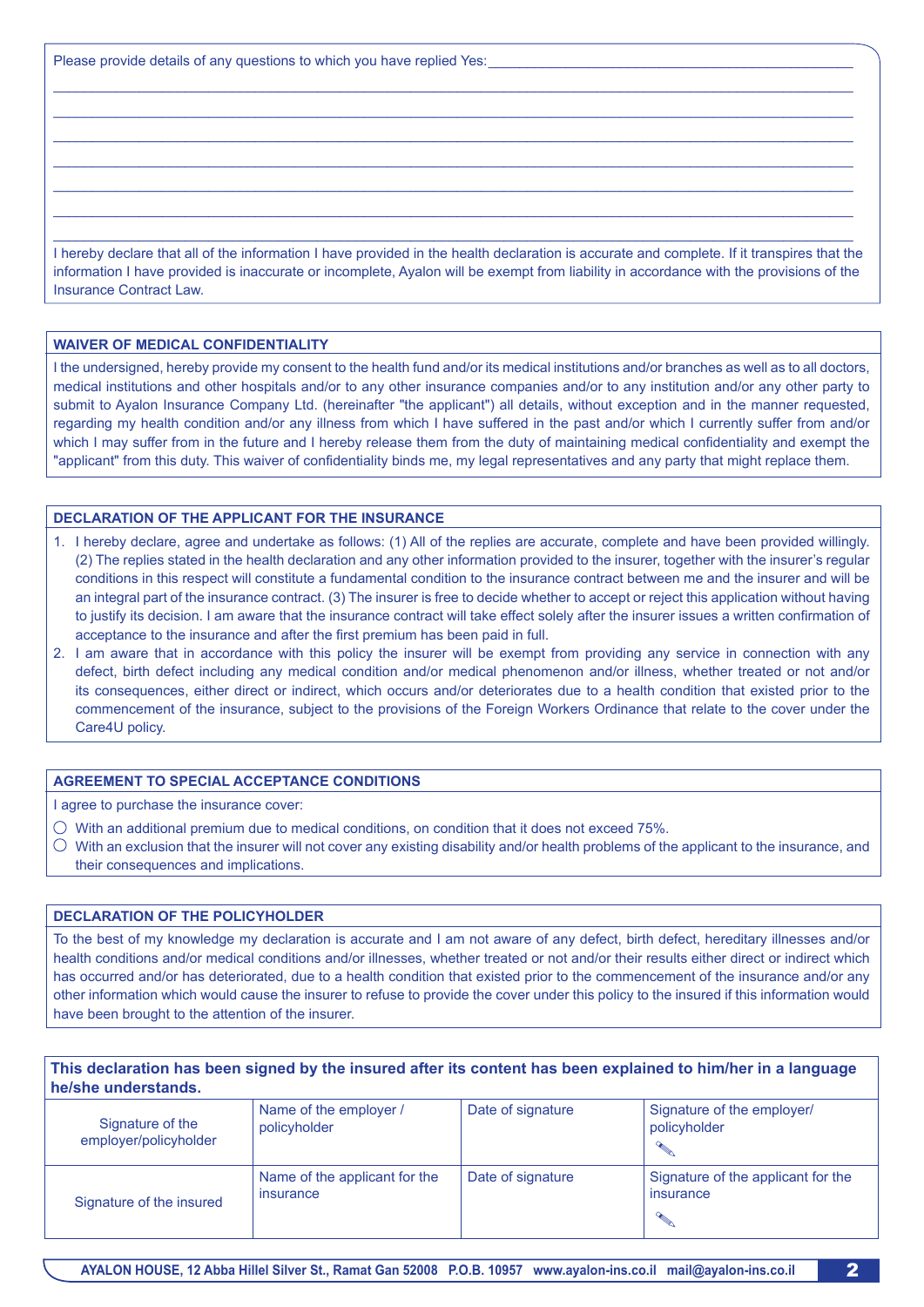Please provide details of any questions to which you have replied Yes: ____________________________________________

______________________________________________________________________________________

______________________________________________________________________________________

______________________________________________________________________________________

______________________________________________________________________________________

______________________________________________________________________________________

______________________________________________________________________________________

______________________________________________________________________________________

I hereby declare that all of the information I have provided in the health declaration is accurate and complete. If it transpires that the information I have provided is inaccurate or incomplete, Ayalon will be exempt from liability in accordance with the provisions of the Insurance Contract Law.

## WAIVER OF MEDICAL CONFIDENTIALITY

I the undersigned, hereby provide my consent to the health fund and/or its medical institutions and/or branches as well as to all doctors, medical institutions and other hospitals and/or to any other insurance companies and/or to any institution and/or any other party to submit to Ayalon Insurance Company Ltd. (hereinafter "the applicant") all details, without exception and in the manner requested, regarding my health condition and/or any illness from which I have suffered in the past and/or which I currently suffer from and/or which I may suffer from in the future and I hereby release them from the duty of maintaining medical confidentiality and exempt the "applicant" from this duty. This waiver of confidentiality binds me, my legal representatives and any party that might replace them.

## DECLARATION OF THE APPLICANT FOR THE INSURANCE

1. I hereby declare, agree and undertake as follows: (1) All of the replies are accurate, complete and have been provided willingly. (2) The replies stated in the health declaration and any other information provided to the insurer, together with the insurer's regular conditions in this respect will constitute a fundamental condition to the insurance contract between me and the insurer and will be an integral part of the insurance contract. (3) The insurer is free to decide whether to accept or reject this application without having to justify its decision. I am aware that the insurance contract will take effect solely after the insurer issues a written confirmation of acceptance to the insurance and after the first premium has been paid in full.
2. I am aware that in accordance with this policy the insurer will be exempt from providing any service in connection with any defect, birth defect including any medical condition and/or medical phenomenon and/or illness, whether treated or not and/or its consequences, either direct or indirect, which occurs and/or deteriorates due to a health condition that existed prior to the commencement of the insurance, subject to the provisions of the Foreign Workers Ordinance that relate to the cover under the Care4U policy.

## AGREEMENT TO SPECIAL ACCEPTANCE CONDITIONS

I agree to purchase the insurance cover:

- ◯ With an additional premium due to medical conditions, on condition that it does not exceed 75%.
- ◯ With an exclusion that the insurer will not cover any existing disability and/or health problems of the applicant to the insurance, and their consequences and implications.

## DECLARATION OF THE POLICYHOLDER

To the best of my knowledge my declaration is accurate and I am not aware of any defect, birth defect, hereditary illnesses and/or health conditions and/or medical conditions and/or illnesses, whether treated or not and/or their results either direct or indirect which has occurred and/or has deteriorated, due to a health condition that existed prior to the commencement of the insurance and/or any other information which would cause the insurer to refuse to provide the cover under this policy to the insured if this information would have been brought to the attention of the insurer.

**This declaration has been signed by the insured after its content has been explained to him/her in a language he/she understands.**

| | | | |
|---|---|---|---|
| Signature of the employer/policyholder | Name of the employer / policyholder | Date of signature | Signature of the employer/ policyholder |
| Signature of the insured | Name of the applicant for the insurance | Date of signature | Signature of the applicant for the insurance |

AYALON HOUSE, 12 Abba Hillel Silver St., Ramat Gan 52008 P.O.B. 10957 www.ayalon-ins.co.il mail@ayalon-ins.co.il